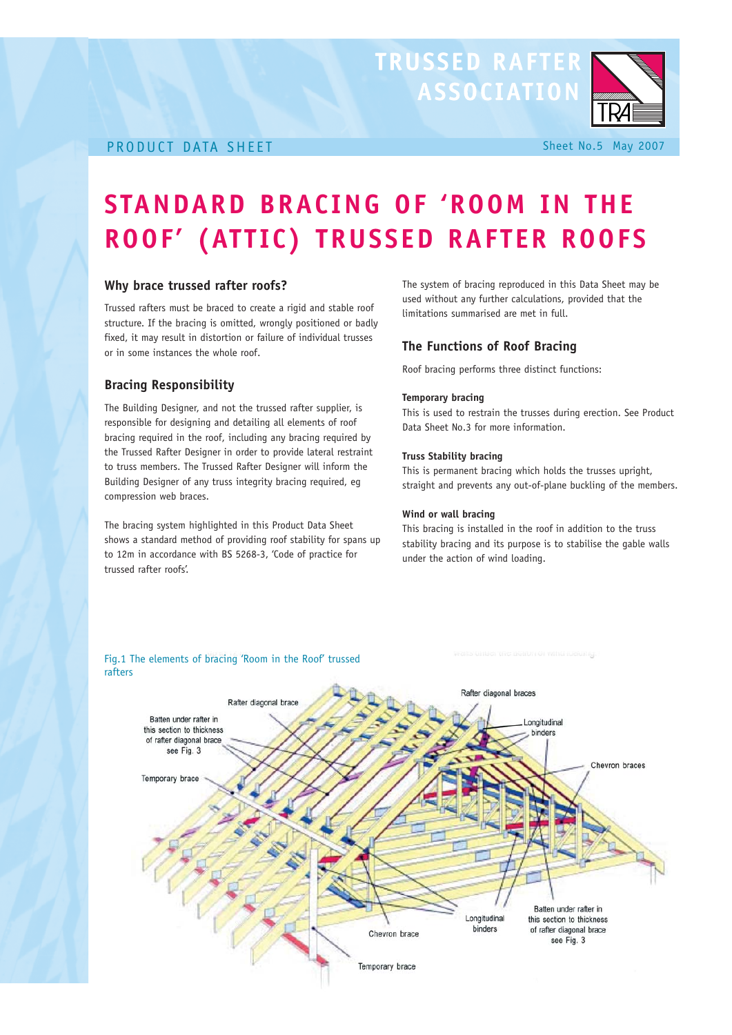TRUSSED RAFTER ASSOCIATION

PRODUCT DATA SHEET

Sheet No.5 May 2007

# STANDARD BRACING OF 'ROOM IN THE ROOF' (ATTIC) TRUSSED RAFTER ROOFS

## Why brace trussed rafter roofs?

Trussed rafters must be braced to create a rigid and stable roof structure. If the bracing is omitted, wrongly positioned or badly fixed, it may result in distortion or failure of individual trusses or in some instances the whole roof.

## Bracing Responsibility

The Building Designer, and not the trussed rafter supplier, is responsible for designing and detailing all elements of roof bracing required in the roof, including any bracing required by the Trussed Rafter Designer in order to provide lateral restraint to truss members. The Trussed Rafter Designer will inform the Building Designer of any truss integrity bracing required, eg compression web braces.

The bracing system highlighted in this Product Data Sheet shows a standard method of providing roof stability for spans up to 12m in accordance with BS 5268-3, 'Code of practice for trussed rafter roofs'.

The system of bracing reproduced in this Data Sheet may be used without any further calculations, provided that the limitations summarised are met in full.

## The Functions of Roof Bracing

Roof bracing performs three distinct functions:

### Temporary bracing

This is used to restrain the trusses during erection. See Product Data Sheet No.3 for more information.

### Truss Stability bracing

This is permanent bracing which holds the trusses upright, straight and prevents any out-of-plane buckling of the members.

### Wind or wall bracing

This bracing is installed in the roof in addition to the truss stability bracing and its purpose is to stabilise the gable walls under the action of wind loading.

Fig.1 The elements of bracing 'Room in the Roof' trussed rafters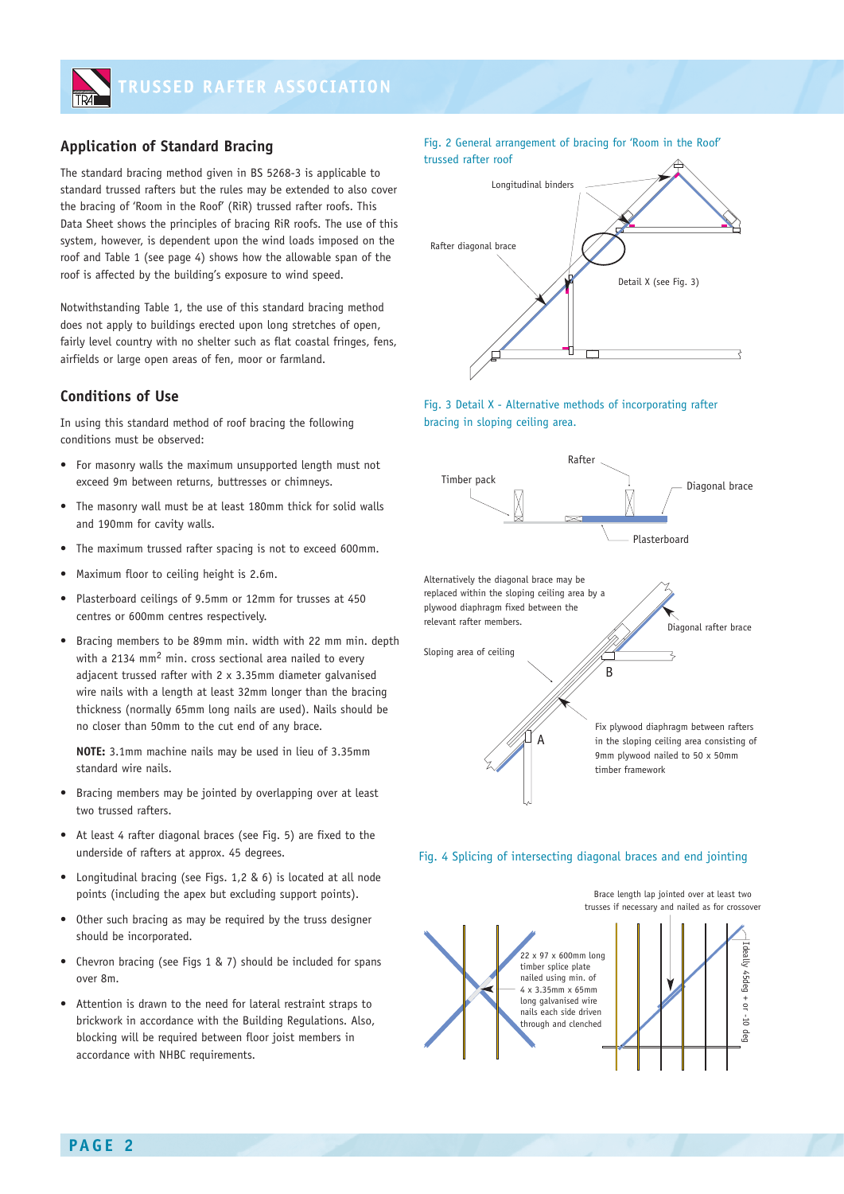## Application of Standard Bracing

The standard bracing method given in BS 5268-3 is applicable to standard trussed rafters but the rules may be extended to also cover the bracing of 'Room in the Roof' (RiR) trussed rafter roofs. This Data Sheet shows the principles of bracing RiR roofs. The use of this system, however, is dependent upon the wind loads imposed on the roof and Table 1 (see page 4) shows how the allowable span of the roof is affected by the building's exposure to wind speed.

Notwithstanding Table 1, the use of this standard bracing method does not apply to buildings erected upon long stretches of open, fairly level country with no shelter such as flat coastal fringes, fens, airfields or large open areas of fen, moor or farmland.

## Conditions of Use

In using this standard method of roof bracing the following conditions must be observed:

- For masonry walls the maximum unsupported length must not exceed 9m between returns, buttresses or chimneys.
- The masonry wall must be at least 180mm thick for solid walls and 190mm for cavity walls.
- The maximum trussed rafter spacing is not to exceed 600mm.
- Maximum floor to ceiling height is 2.6m.
- Plasterboard ceilings of 9.5mm or 12mm for trusses at 450 centres or 600mm centres respectively.
- Bracing members to be 89mm min. width with 22 mm min. depth with a 2134 mm$^2$ min. cross sectional area nailed to every adjacent trussed rafter with 2 x 3.35mm diameter galvanised wire nails with a length at least 32mm longer than the bracing thickness (normally 65mm long nails are used). Nails should be no closer than 50mm to the cut end of any brace.

  **NOTE:** 3.1mm machine nails may be used in lieu of 3.35mm standard wire nails.

- Bracing members may be jointed by overlapping over at least two trussed rafters.
- At least 4 rafter diagonal braces (see Fig. 5) are fixed to the underside of rafters at approx. 45 degrees.
- Longitudinal bracing (see Figs. 1,2 & 6) is located at all node points (including the apex but excluding support points).
- Other such bracing as may be required by the truss designer should be incorporated.
- Chevron bracing (see Figs 1 & 7) should be included for spans over 8m.
- Attention is drawn to the need for lateral restraint straps to brickwork in accordance with the Building Regulations. Also, blocking will be required between floor joist members in accordance with NHBC requirements.

Fig. 2 General arrangement of bracing for 'Room in the Roof' trussed rafter roof

Longitudinal binders

Rafter diagonal brace

Detail X (see Fig. 3)

Fig. 3 Detail X - Alternative methods of incorporating rafter bracing in sloping ceiling area.

Rafter

Timber pack

Diagonal brace

Plasterboard

Alternatively the diagonal brace may be replaced within the sloping ceiling area by a plywood diaphragm fixed between the relevant rafter members.

Diagonal rafter brace

Sloping area of ceiling

B

A

Fix plywood diaphragm between rafters in the sloping ceiling area consisting of 9mm plywood nailed to 50 x 50mm timber framework

Fig. 4 Splicing of intersecting diagonal braces and end jointing

Brace length lap jointed over at least two trusses if necessary and nailed as for crossover

22 x 97 x 600mm long timber splice plate nailed using min. of 4 x 3.35mm x 65mm long galvanised wire nails each side driven through and clenched

Ideally 45deg + or -10 deg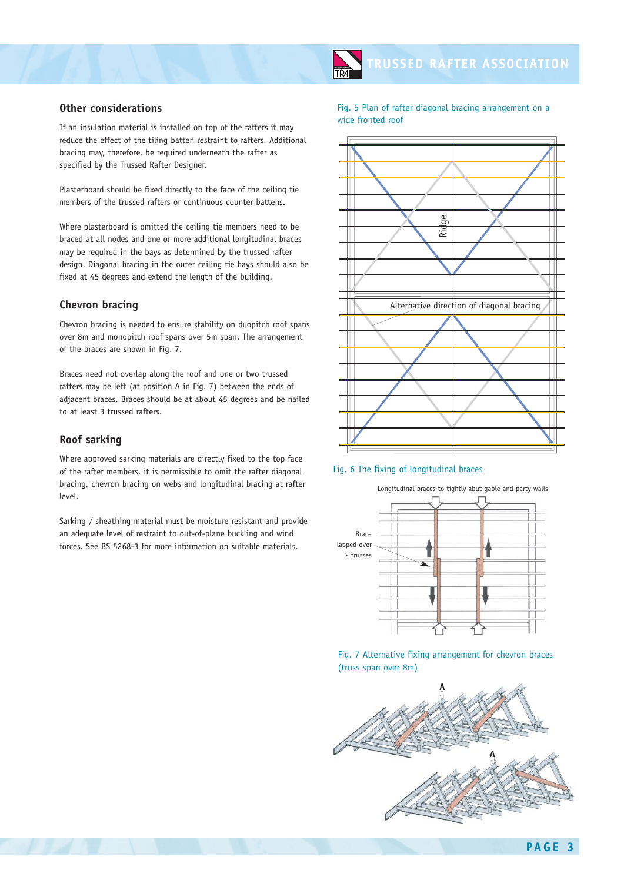## Other considerations

If an insulation material is installed on top of the rafters it may reduce the effect of the tiling batten restraint to rafters. Additional bracing may, therefore, be required underneath the rafter as specified by the Trussed Rafter Designer.

Plasterboard should be fixed directly to the face of the ceiling tie members of the trussed rafters or continuous counter battens.

Where plasterboard is omitted the ceiling tie members need to be braced at all nodes and one or more additional longitudinal braces may be required in the bays as determined by the trussed rafter design. Diagonal bracing in the outer ceiling tie bays should also be fixed at 45 degrees and extend the length of the building.

## Chevron bracing

Chevron bracing is needed to ensure stability on duopitch roof spans over 8m and monopitch roof spans over 5m span. The arrangement of the braces are shown in Fig. 7.

Braces need not overlap along the roof and one or two trussed rafters may be left (at position A in Fig. 7) between the ends of adjacent braces. Braces should be at about 45 degrees and be nailed to at least 3 trussed rafters.

## Roof sarking

Where approved sarking materials are directly fixed to the top face of the rafter members, it is permissible to omit the rafter diagonal bracing, chevron bracing on webs and longitudinal bracing at rafter level.

Sarking / sheathing material must be moisture resistant and provide an adequate level of restraint to out-of-plane buckling and wind forces. See BS 5268-3 for more information on suitable materials.

Fig. 5 Plan of rafter diagonal bracing arrangement on a wide fronted roof

Ridge

Alternative direction of diagonal bracing

Fig. 6 The fixing of longitudinal braces

Longitudinal braces to tightly abut gable and party walls

Brace lapped over 2 trusses

Fig. 7 Alternative fixing arrangement for chevron braces (truss span over 8m)

A

A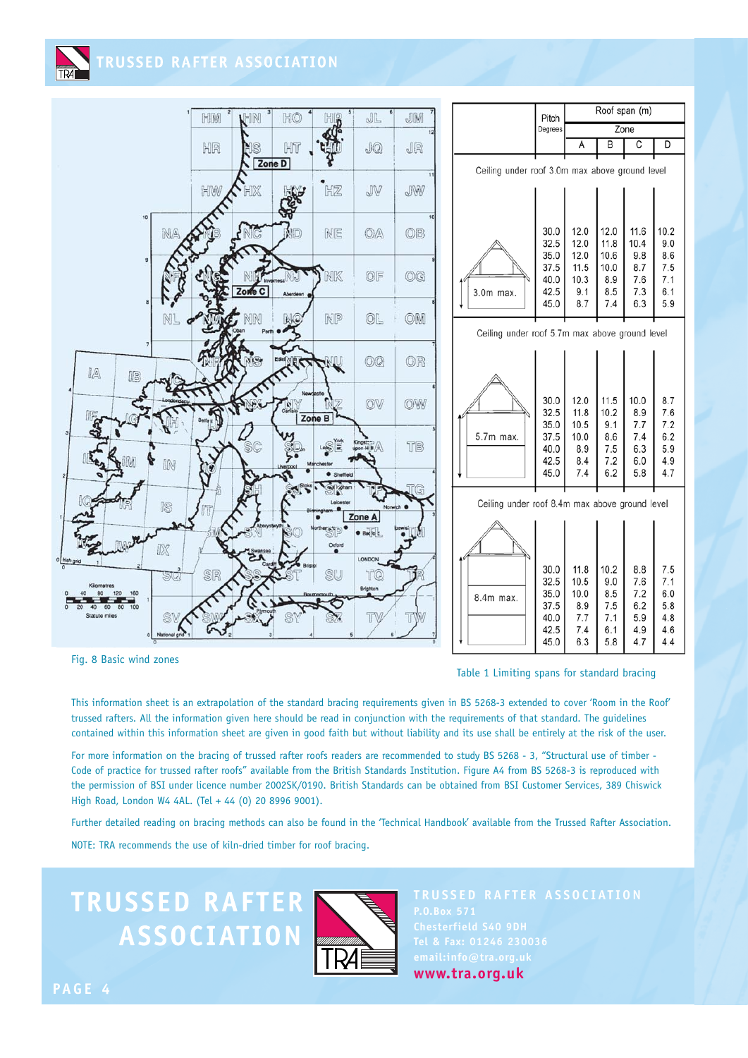Fig. 8 Basic wind zones

| Pitch Degrees | Roof span (m) Zone A | B | C | D |
|---|---|---|---|---|
| **Ceiling under roof 3.0m max above ground level** | | | | |
| 30.0 | 12.0 | 12.0 | 11.6 | 10.2 |
| 32.5 | 12.0 | 11.8 | 10.4 | 9.0 |
| 35.0 | 12.0 | 10.6 | 9.8 | 8.6 |
| 37.5 | 11.5 | 10.0 | 8.7 | 7.5 |
| 40.0 | 10.3 | 8.9 | 7.6 | 7.1 |
| 42.5 | 9.1 | 8.5 | 7.3 | 6.1 |
| 45.0 | 8.7 | 7.4 | 6.3 | 5.9 |
| **Ceiling under roof 5.7m max above ground level** | | | | |
| 30.0 | 12.0 | 11.5 | 10.0 | 8.7 |
| 32.5 | 11.8 | 10.2 | 8.9 | 7.6 |
| 35.0 | 10.5 | 9.1 | 7.7 | 7.2 |
| 37.5 | 10.0 | 8.6 | 7.4 | 6.2 |
| 40.0 | 8.9 | 7.5 | 6.3 | 5.9 |
| 42.5 | 8.4 | 7.2 | 6.0 | 4.9 |
| 45.0 | 7.4 | 6.2 | 5.8 | 4.7 |
| **Ceiling under roof 8.4m max above ground level** | | | | |
| 30.0 | 11.8 | 10.2 | 8.8 | 7.5 |
| 32.5 | 10.5 | 9.0 | 7.6 | 7.1 |
| 35.0 | 10.0 | 8.5 | 7.2 | 6.0 |
| 37.5 | 8.9 | 7.5 | 6.2 | 5.8 |
| 40.0 | 7.7 | 7.1 | 5.9 | 4.8 |
| 42.5 | 7.4 | 6.1 | 4.9 | 4.6 |
| 45.0 | 6.3 | 5.8 | 4.7 | 4.4 |

Table 1 Limiting spans for standard bracing

This information sheet is an extrapolation of the standard bracing requirements given in BS 5268-3 extended to cover 'Room in the Roof' trussed rafters. All the information given here should be read in conjunction with the requirements of that standard. The guidelines contained within this information sheet are given in good faith but without liability and its use shall be entirely at the risk of the user.

For more information on the bracing of trussed rafter roofs readers are recommended to study BS 5268 - 3, "Structural use of timber - Code of practice for trussed rafter roofs" available from the British Standards Institution. Figure A4 from BS 5268-3 is reproduced with the permission of BSI under licence number 2002SK/0190. British Standards can be obtained from BSI Customer Services, 389 Chiswick High Road, London W4 4AL. (Tel + 44 (0) 20 8996 9001).

Further detailed reading on bracing methods can also be found in the 'Technical Handbook' available from the Trussed Rafter Association.

NOTE: TRA recommends the use of kiln-dried timber for roof bracing.

**TRUSSED RAFTER ASSOCIATION**

TRUSSED RAFTER ASSOCIATION
P.O.Box 571
Chesterfield S40 9DH
Tel & Fax: 01246 230036
email:info@tra.org.uk
www.tra.org.uk